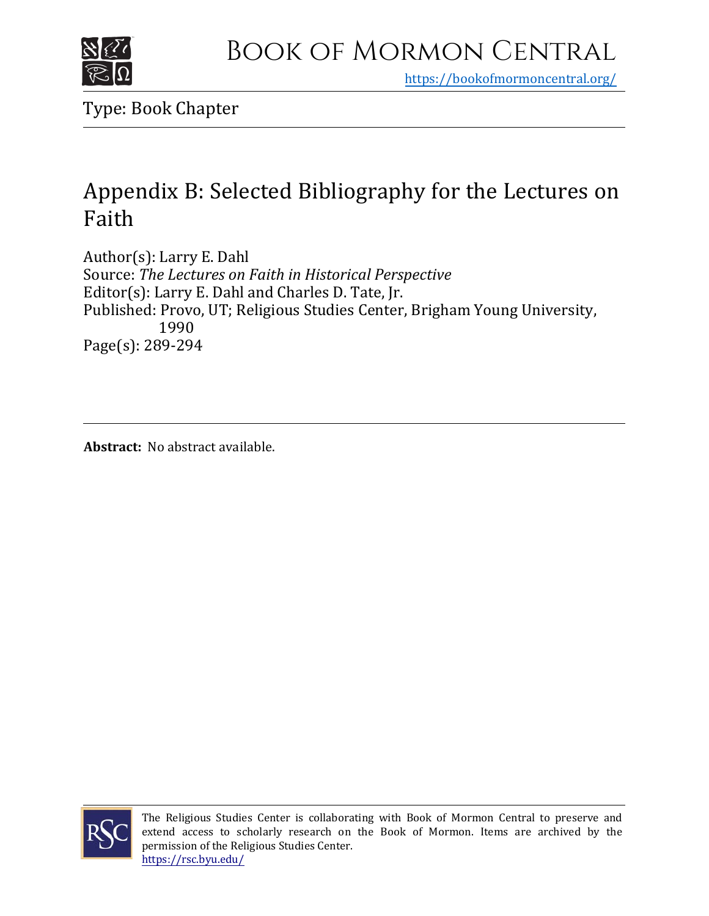# Book of Mormon Central

https://bookofmormoncentral.org/

Type: Book Chapter

## Appendix B: Selected Bibliography for the Lectures on Faith

Author(s): Larry E. Dahl
Source: *The Lectures on Faith in Historical Perspective*
Editor(s): Larry E. Dahl and Charles D. Tate, Jr.
Published: Provo, UT; Religious Studies Center, Brigham Young University, 1990
Page(s): 289-294

**Abstract:** No abstract available.

The Religious Studies Center is collaborating with Book of Mormon Central to preserve and extend access to scholarly research on the Book of Mormon. Items are archived by the permission of the Religious Studies Center.
https://rsc.byu.edu/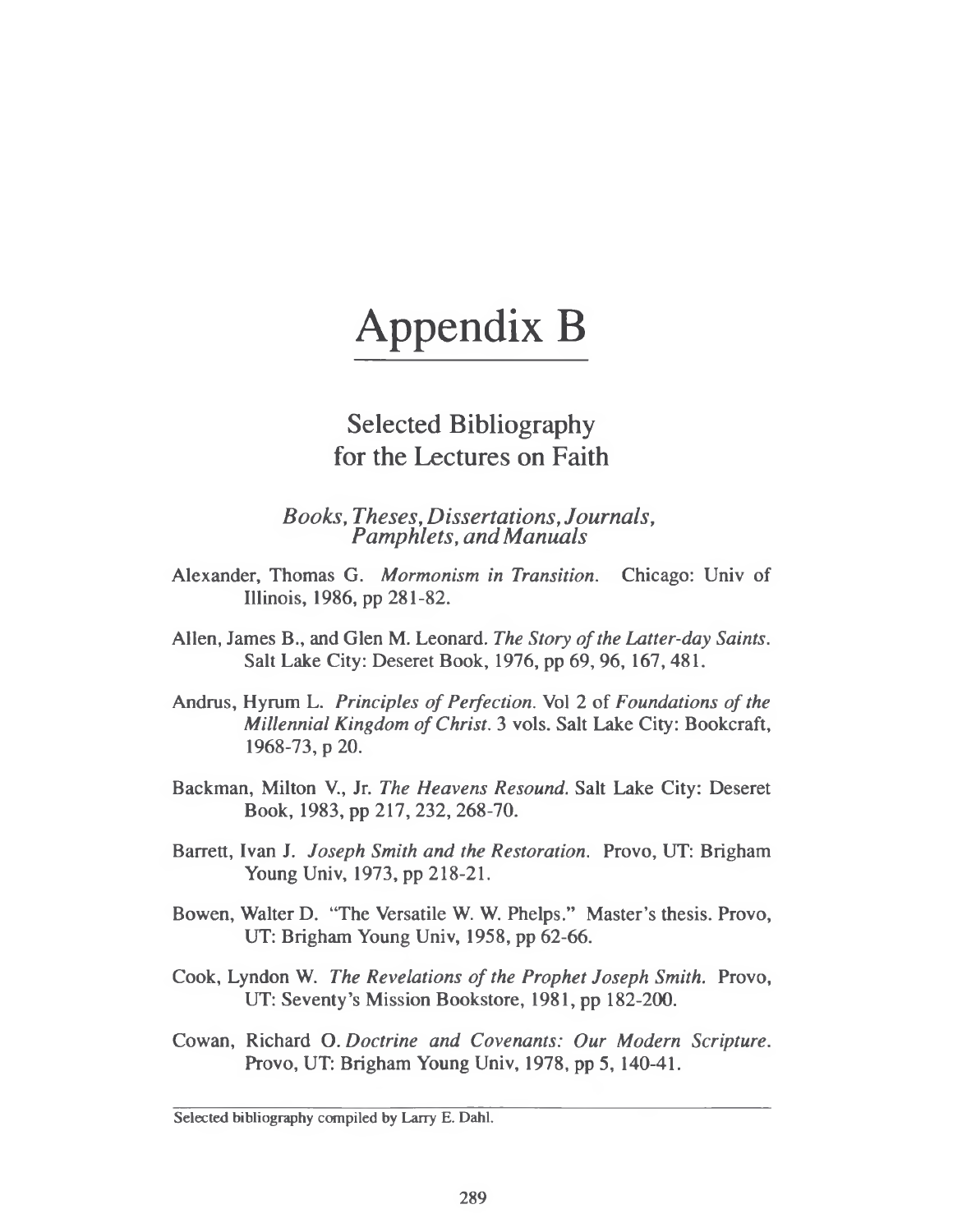# Appendix B

## Selected Bibliography for the Lectures on Faith

### *Books, Theses, Dissertations, Journals, Pamphlets, and Manuals*

Alexander, Thomas G. *Mormonism in Transition.* Chicago: Univ of Illinois, 1986, pp 281-82.

Allen, James B., and Glen M. Leonard. *The Story of the Latter-day Saints.* Salt Lake City: Deseret Book, 1976, pp 69, 96, 167, 481.

Andrus, Hyrum L. *Principles of Perfection.* Vol 2 of *Foundations of the Millennial Kingdom of Christ.* 3 vols. Salt Lake City: Bookcraft, 1968-73, p 20.

Backman, Milton V., Jr. *The Heavens Resound.* Salt Lake City: Deseret Book, 1983, pp 217, 232, 268-70.

Barrett, Ivan J. *Joseph Smith and the Restoration.* Provo, UT: Brigham Young Univ, 1973, pp 218-21.

Bowen, Walter D. "The Versatile W. W. Phelps." Master's thesis. Provo, UT: Brigham Young Univ, 1958, pp 62-66.

Cook, Lyndon W. *The Revelations of the Prophet Joseph Smith.* Provo, UT: Seventy's Mission Bookstore, 1981, pp 182-200.

Cowan, Richard O. *Doctrine and Covenants: Our Modern Scripture.* Provo, UT: Brigham Young Univ, 1978, pp 5, 140-41.

---

Selected bibliography compiled by Larry E. Dahl.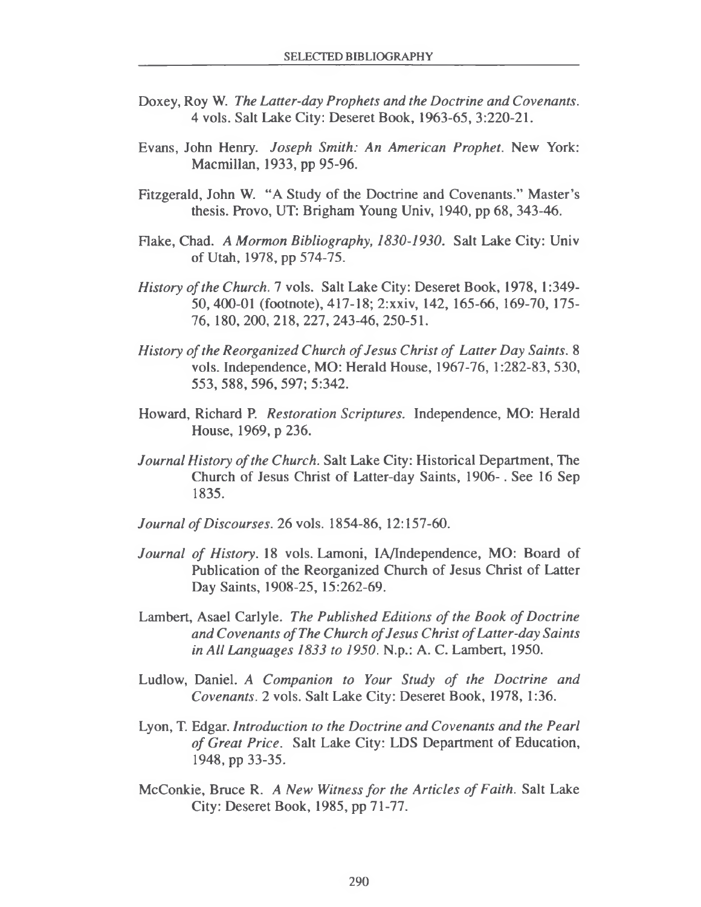Doxey, Roy W. *The Latter-day Prophets and the Doctrine and Covenants*. 4 vols. Salt Lake City: Deseret Book, 1963-65, 3:220-21.

Evans, John Henry. *Joseph Smith: An American Prophet*. New York: Macmillan, 1933, pp 95-96.

Fitzgerald, John W. "A Study of the Doctrine and Covenants." Master's thesis. Provo, UT: Brigham Young Univ, 1940, pp 68, 343-46.

Flake, Chad. *A Mormon Bibliography, 1830-1930*. Salt Lake City: Univ of Utah, 1978, pp 574-75.

*History of the Church*. 7 vols. Salt Lake City: Deseret Book, 1978, 1:349-50, 400-01 (footnote), 417-18; 2:xxiv, 142, 165-66, 169-70, 175-76, 180, 200, 218, 227, 243-46, 250-51.

*History of the Reorganized Church of Jesus Christ of Latter Day Saints*. 8 vols. Independence, MO: Herald House, 1967-76, 1:282-83, 530, 553, 588, 596, 597; 5:342.

Howard, Richard P. *Restoration Scriptures*. Independence, MO: Herald House, 1969, p 236.

*Journal History of the Church*. Salt Lake City: Historical Department, The Church of Jesus Christ of Latter-day Saints, 1906- . See 16 Sep 1835.

*Journal of Discourses*. 26 vols. 1854-86, 12:157-60.

*Journal of History*. 18 vols. Lamoni, IA/Independence, MO: Board of Publication of the Reorganized Church of Jesus Christ of Latter Day Saints, 1908-25, 15:262-69.

Lambert, Asael Carlyle. *The Published Editions of the Book of Doctrine and Covenants of The Church of Jesus Christ of Latter-day Saints in All Languages 1833 to 1950*. N.p.: A. C. Lambert, 1950.

Ludlow, Daniel. *A Companion to Your Study of the Doctrine and Covenants*. 2 vols. Salt Lake City: Deseret Book, 1978, 1:36.

Lyon, T. Edgar. *Introduction to the Doctrine and Covenants and the Pearl of Great Price*. Salt Lake City: LDS Department of Education, 1948, pp 33-35.

McConkie, Bruce R. *A New Witness for the Articles of Faith*. Salt Lake City: Deseret Book, 1985, pp 71-77.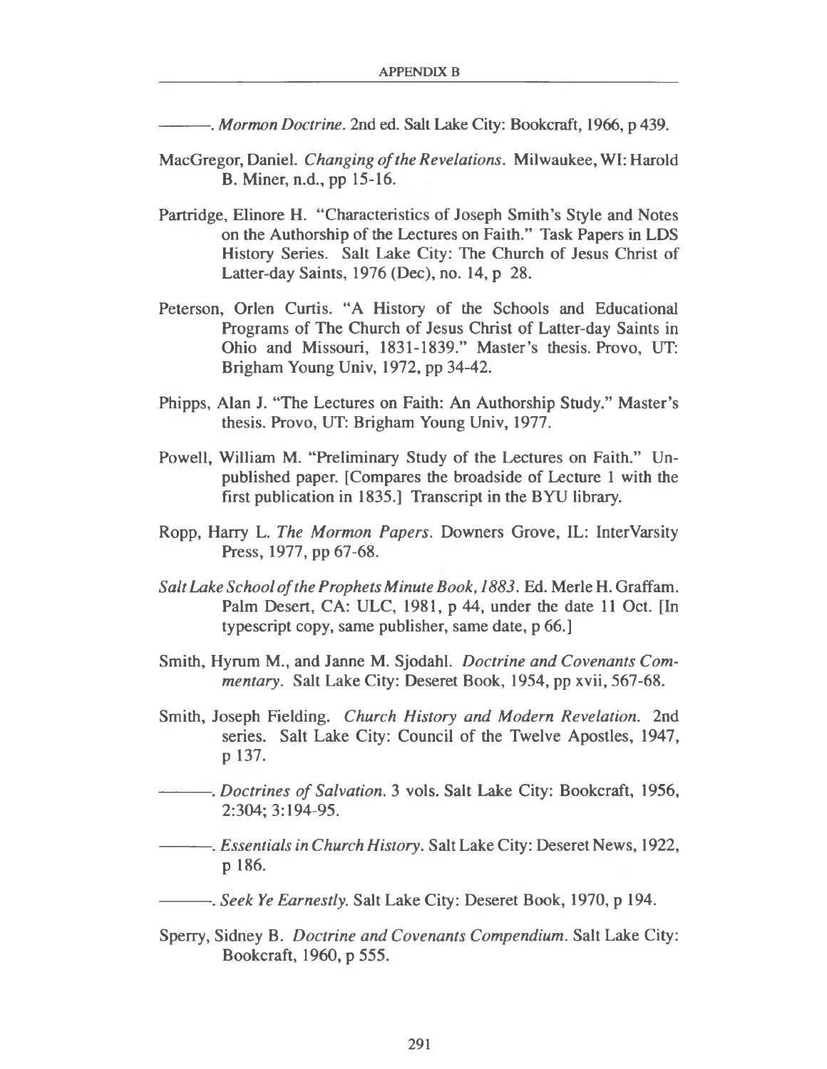———. *Mormon Doctrine*. 2nd ed. Salt Lake City: Bookcraft, 1966, p 439.

MacGregor, Daniel. *Changing of the Revelations*. Milwaukee, WI: Harold B. Miner, n.d., pp 15-16.

Partridge, Elinore H. "Characteristics of Joseph Smith's Style and Notes on the Authorship of the Lectures on Faith." Task Papers in LDS History Series. Salt Lake City: The Church of Jesus Christ of Latter-day Saints, 1976 (Dec), no. 14, p 28.

Peterson, Orlen Curtis. "A History of the Schools and Educational Programs of The Church of Jesus Christ of Latter-day Saints in Ohio and Missouri, 1831-1839." Master's thesis. Provo, UT: Brigham Young Univ, 1972, pp 34-42.

Phipps, Alan J. "The Lectures on Faith: An Authorship Study." Master's thesis. Provo, UT: Brigham Young Univ, 1977.

Powell, William M. "Preliminary Study of the Lectures on Faith." Unpublished paper. [Compares the broadside of Lecture 1 with the first publication in 1835.] Transcript in the BYU library.

Ropp, Harry L. *The Mormon Papers*. Downers Grove, IL: InterVarsity Press, 1977, pp 67-68.

*Salt Lake School of the Prophets Minute Book, 1883*. Ed. Merle H. Graffam. Palm Desert, CA: ULC, 1981, p 44, under the date 11 Oct. [In typescript copy, same publisher, same date, p 66.]

Smith, Hyrum M., and Janne M. Sjodahl. *Doctrine and Covenants Commentary*. Salt Lake City: Deseret Book, 1954, pp xvii, 567-68.

Smith, Joseph Fielding. *Church History and Modern Revelation*. 2nd series. Salt Lake City: Council of the Twelve Apostles, 1947, p 137.

———. *Doctrines of Salvation*. 3 vols. Salt Lake City: Bookcraft, 1956, 2:304; 3:194-95.

———. *Essentials in Church History*. Salt Lake City: Deseret News, 1922, p 186.

———. *Seek Ye Earnestly*. Salt Lake City: Deseret Book, 1970, p 194.

Sperry, Sidney B. *Doctrine and Covenants Compendium*. Salt Lake City: Bookcraft, 1960, p 555.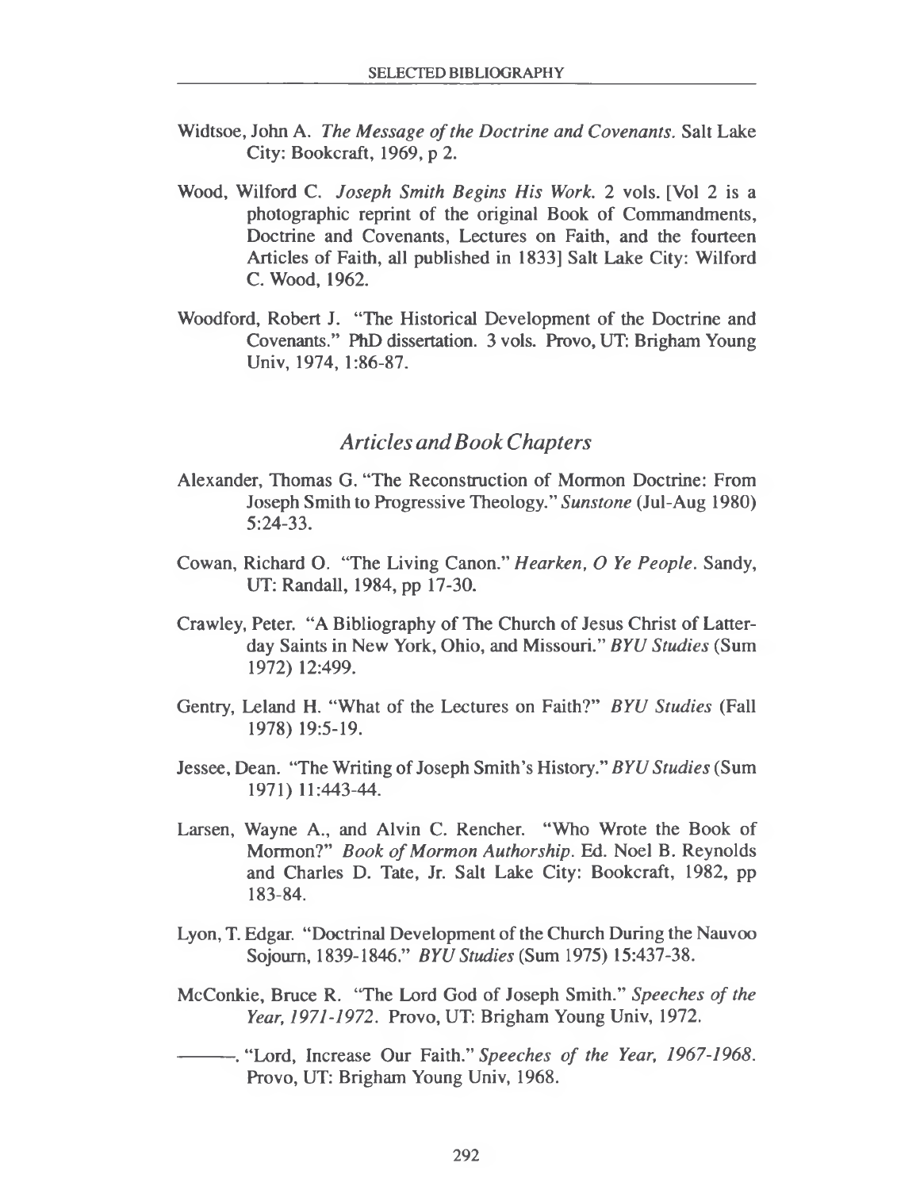Widtsoe, John A. *The Message of the Doctrine and Covenants.* Salt Lake City: Bookcraft, 1969, p 2.

Wood, Wilford C. *Joseph Smith Begins His Work.* 2 vols. [Vol 2 is a photographic reprint of the original Book of Commandments, Doctrine and Covenants, Lectures on Faith, and the fourteen Articles of Faith, all published in 1833] Salt Lake City: Wilford C. Wood, 1962.

Woodford, Robert J. "The Historical Development of the Doctrine and Covenants." PhD dissertation. 3 vols. Provo, UT: Brigham Young Univ, 1974, 1:86-87.

## *Articles and Book Chapters*

Alexander, Thomas G. "The Reconstruction of Mormon Doctrine: From Joseph Smith to Progressive Theology." *Sunstone* (Jul-Aug 1980) 5:24-33.

Cowan, Richard O. "The Living Canon." *Hearken, O Ye People.* Sandy, UT: Randall, 1984, pp 17-30.

Crawley, Peter. "A Bibliography of The Church of Jesus Christ of Latter-day Saints in New York, Ohio, and Missouri." *BYU Studies* (Sum 1972) 12:499.

Gentry, Leland H. "What of the Lectures on Faith?" *BYU Studies* (Fall 1978) 19:5-19.

Jessee, Dean. "The Writing of Joseph Smith's History." *BYU Studies* (Sum 1971) 11:443-44.

Larsen, Wayne A., and Alvin C. Rencher. "Who Wrote the Book of Mormon?" *Book of Mormon Authorship.* Ed. Noel B. Reynolds and Charles D. Tate, Jr. Salt Lake City: Bookcraft, 1982, pp 183-84.

Lyon, T. Edgar. "Doctrinal Development of the Church During the Nauvoo Sojourn, 1839-1846." *BYU Studies* (Sum 1975) 15:437-38.

McConkie, Bruce R. "The Lord God of Joseph Smith." *Speeches of the Year, 1971-1972.* Provo, UT: Brigham Young Univ, 1972.

———. "Lord, Increase Our Faith." *Speeches of the Year, 1967-1968.* Provo, UT: Brigham Young Univ, 1968.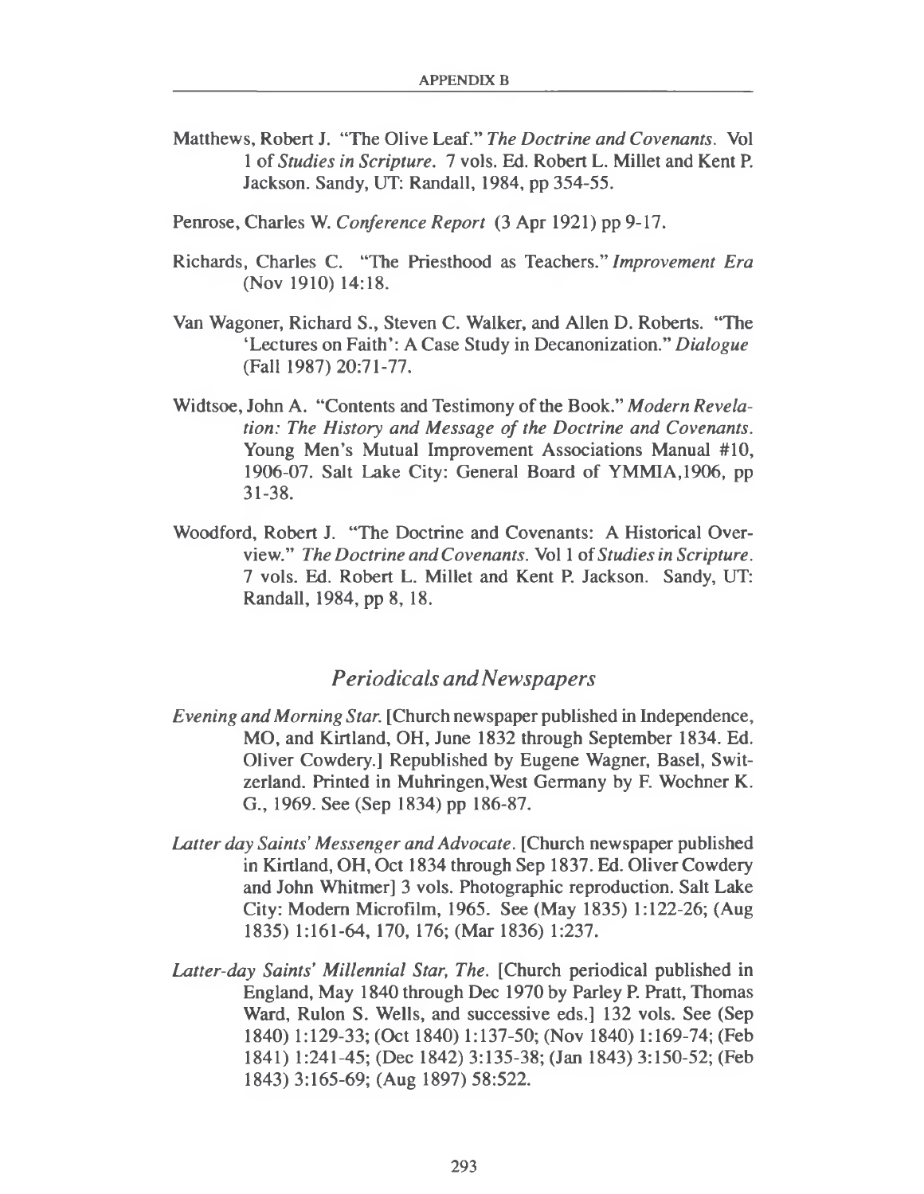Matthews, Robert J. "The Olive Leaf." *The Doctrine and Covenants*. Vol 1 of *Studies in Scripture*. 7 vols. Ed. Robert L. Millet and Kent P. Jackson. Sandy, UT: Randall, 1984, pp 354-55.

Penrose, Charles W. *Conference Report* (3 Apr 1921) pp 9-17.

Richards, Charles C. "The Priesthood as Teachers." *Improvement Era* (Nov 1910) 14:18.

Van Wagoner, Richard S., Steven C. Walker, and Allen D. Roberts. "The 'Lectures on Faith': A Case Study in Decanonization." *Dialogue* (Fall 1987) 20:71-77.

Widtsoe, John A. "Contents and Testimony of the Book." *Modern Revelation: The History and Message of the Doctrine and Covenants*. Young Men's Mutual Improvement Associations Manual #10, 1906-07. Salt Lake City: General Board of YMMIA,1906, pp 31-38.

Woodford, Robert J. "The Doctrine and Covenants: A Historical Overview." *The Doctrine and Covenants*. Vol 1 of *Studies in Scripture*. 7 vols. Ed. Robert L. Millet and Kent P. Jackson. Sandy, UT: Randall, 1984, pp 8, 18.

## *Periodicals and Newspapers*

*Evening and Morning Star*. [Church newspaper published in Independence, MO, and Kirtland, OH, June 1832 through September 1834. Ed. Oliver Cowdery.] Republished by Eugene Wagner, Basel, Switzerland. Printed in Muhringen,West Germany by F. Wochner K. G., 1969. See (Sep 1834) pp 186-87.

*Latter day Saints' Messenger and Advocate*. [Church newspaper published in Kirtland, OH, Oct 1834 through Sep 1837. Ed. Oliver Cowdery and John Whitmer] 3 vols. Photographic reproduction. Salt Lake City: Modern Microfilm, 1965. See (May 1835) 1:122-26; (Aug 1835) 1:161-64, 170, 176; (Mar 1836) 1:237.

*Latter-day Saints' Millennial Star, The*. [Church periodical published in England, May 1840 through Dec 1970 by Parley P. Pratt, Thomas Ward, Rulon S. Wells, and successive eds.] 132 vols. See (Sep 1840) 1:129-33; (Oct 1840) 1:137-50; (Nov 1840) 1:169-74; (Feb 1841) 1:241-45; (Dec 1842) 3:135-38; (Jan 1843) 3:150-52; (Feb 1843) 3:165-69; (Aug 1897) 58:522.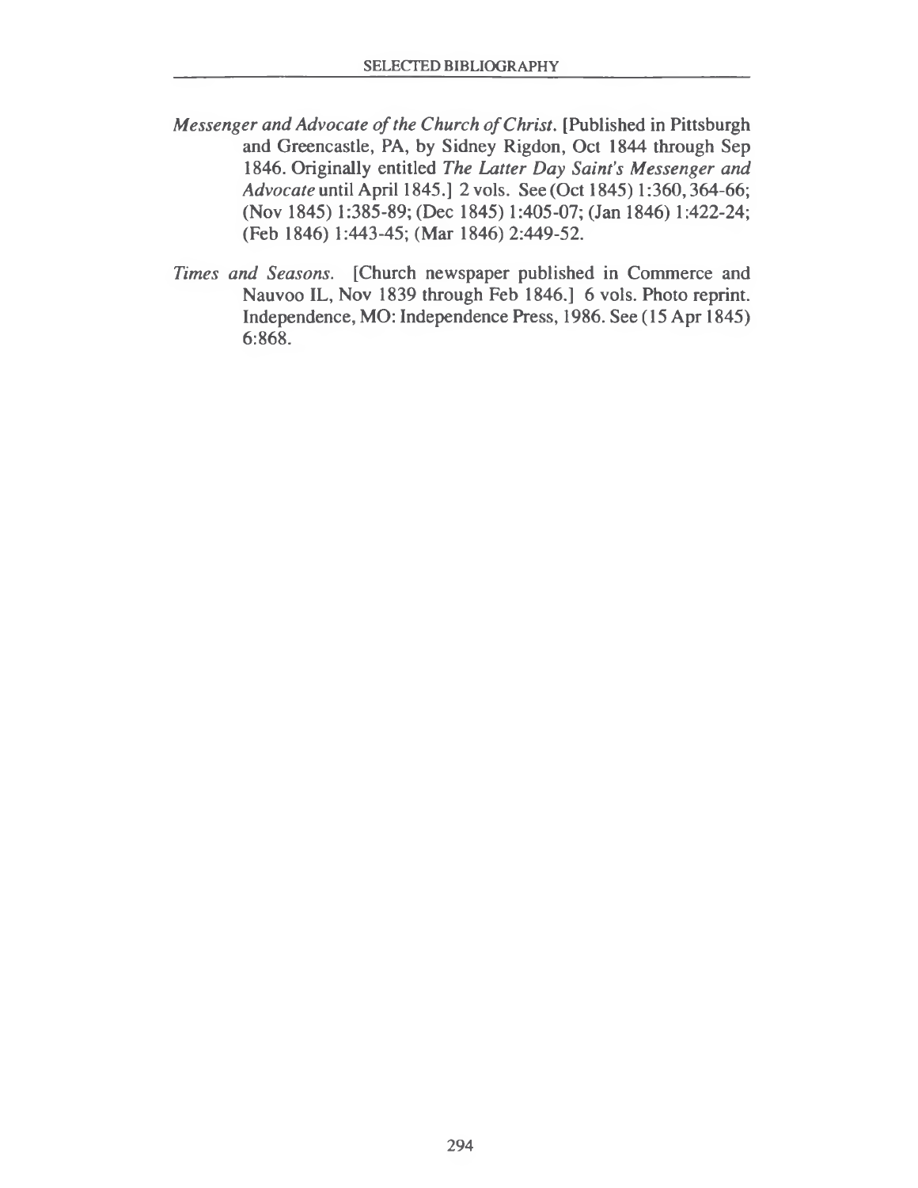*Messenger and Advocate of the Church of Christ.* [Published in Pittsburgh and Greencastle, PA, by Sidney Rigdon, Oct 1844 through Sep 1846. Originally entitled *The Latter Day Saint's Messenger and Advocate* until April 1845.] 2 vols. See (Oct 1845) 1:360, 364-66; (Nov 1845) 1:385-89; (Dec 1845) 1:405-07; (Jan 1846) 1:422-24; (Feb 1846) 1:443-45; (Mar 1846) 2:449-52.

*Times and Seasons.* [Church newspaper published in Commerce and Nauvoo IL, Nov 1839 through Feb 1846.] 6 vols. Photo reprint. Independence, MO: Independence Press, 1986. See (15 Apr 1845) 6:868.